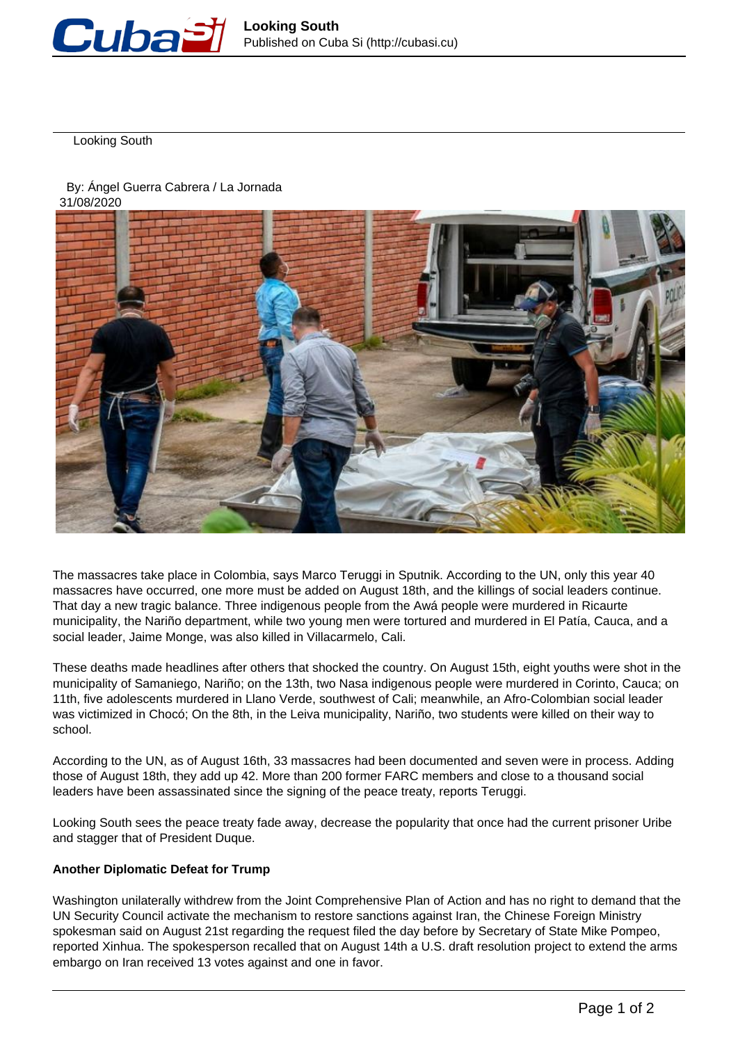# Looking South

By: Ángel Guerra Cabrera / La Jornada
31/08/2020

The massacres take place in Colombia, says Marco Teruggi in Sputnik. According to the UN, only this year 40 massacres have occurred, one more must be added on August 18th, and the killings of social leaders continue. That day a new tragic balance. Three indigenous people from the Awá people were murdered in Ricaurte municipality, the Nariño department, while two young men were tortured and murdered in El Patía, Cauca, and a social leader, Jaime Monge, was also killed in Villacarmelo, Cali.

These deaths made headlines after others that shocked the country. On August 15th, eight youths were shot in the municipality of Samaniego, Nariño; on the 13th, two Nasa indigenous people were murdered in Corinto, Cauca; on 11th, five adolescents murdered in Llano Verde, southwest of Cali; meanwhile, an Afro-Colombian social leader was victimized in Chocó; On the 8th, in the Leiva municipality, Nariño, two students were killed on their way to school.

According to the UN, as of August 16th, 33 massacres had been documented and seven were in process. Adding those of August 18th, they add up 42. More than 200 former FARC members and close to a thousand social leaders have been assassinated since the signing of the peace treaty, reports Teruggi.

Looking South sees the peace treaty fade away, decrease the popularity that once had the current prisoner Uribe and stagger that of President Duque.

**Another Diplomatic Defeat for Trump**

Washington unilaterally withdrew from the Joint Comprehensive Plan of Action and has no right to demand that the UN Security Council activate the mechanism to restore sanctions against Iran, the Chinese Foreign Ministry spokesman said on August 21st regarding the request filed the day before by Secretary of State Mike Pompeo, reported Xinhua. The spokesperson recalled that on August 14th a U.S. draft resolution project to extend the arms embargo on Iran received 13 votes against and one in favor.